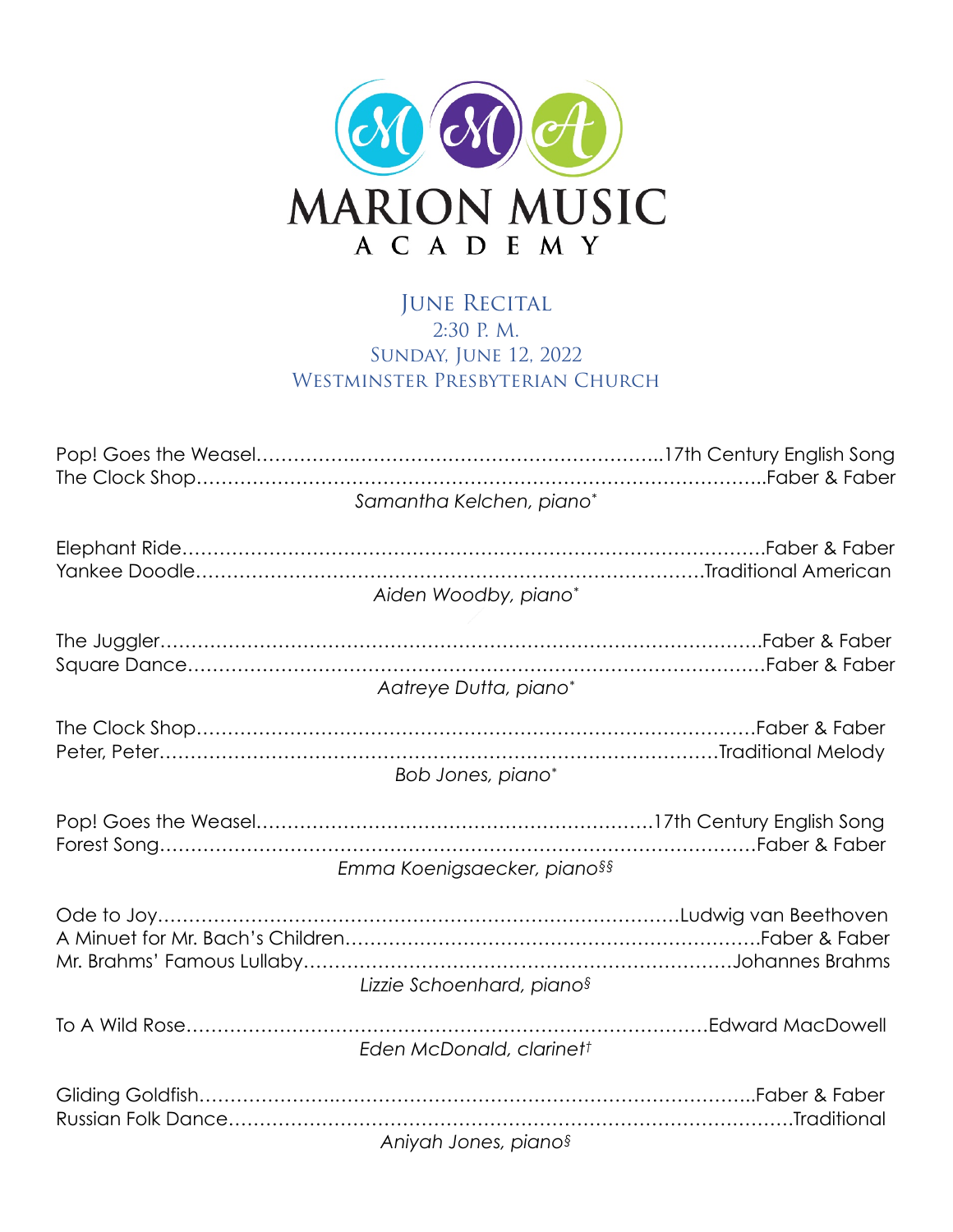# MARION MUSIC ACADEMY

## June Recital
2:30 P. M.
Sunday, June 12, 2022
Westminster Presbyterian Church

Pop! Goes the Weasel……………………………………………………17th Century English Song
The Clock Shop……………………………………………………………………Faber & Faber

*Samantha Kelchen, piano**

Elephant Ride……………………………………………………………………Faber & Faber
Yankee Doodle…………………………………………………………………Traditional American

*Aiden Woodby, piano**

The Juggler………………………………………………………………………Faber & Faber
Square Dance……………………………………………………………………Faber & Faber

*Aatreye Dutta, piano**

The Clock Shop…………………………………………………………………Faber & Faber
Peter, Peter………………………………………………………………………Traditional Melody

*Bob Jones, piano**

Pop! Goes the Weasel……………………………………………………17th Century English Song
Forest Song………………………………………………………………………Faber & Faber

*Emma Koenigsaecker, piano§§*

Ode to Joy………………………………………………………………………Ludwig van Beethoven
A Minuet for Mr. Bach's Children………………………………………………Faber & Faber
Mr. Brahms' Famous Lullaby……………………………………………………Johannes Brahms

*Lizzie Schoenhard, piano§*

To A Wild Rose…………………………………………………………………Edward MacDowell

*Eden McDonald, clarinet†*

Gliding Goldfish…………………………………………………………………Faber & Faber
Russian Folk Dance………………………………………………………………Traditional

*Aniyah Jones, piano§*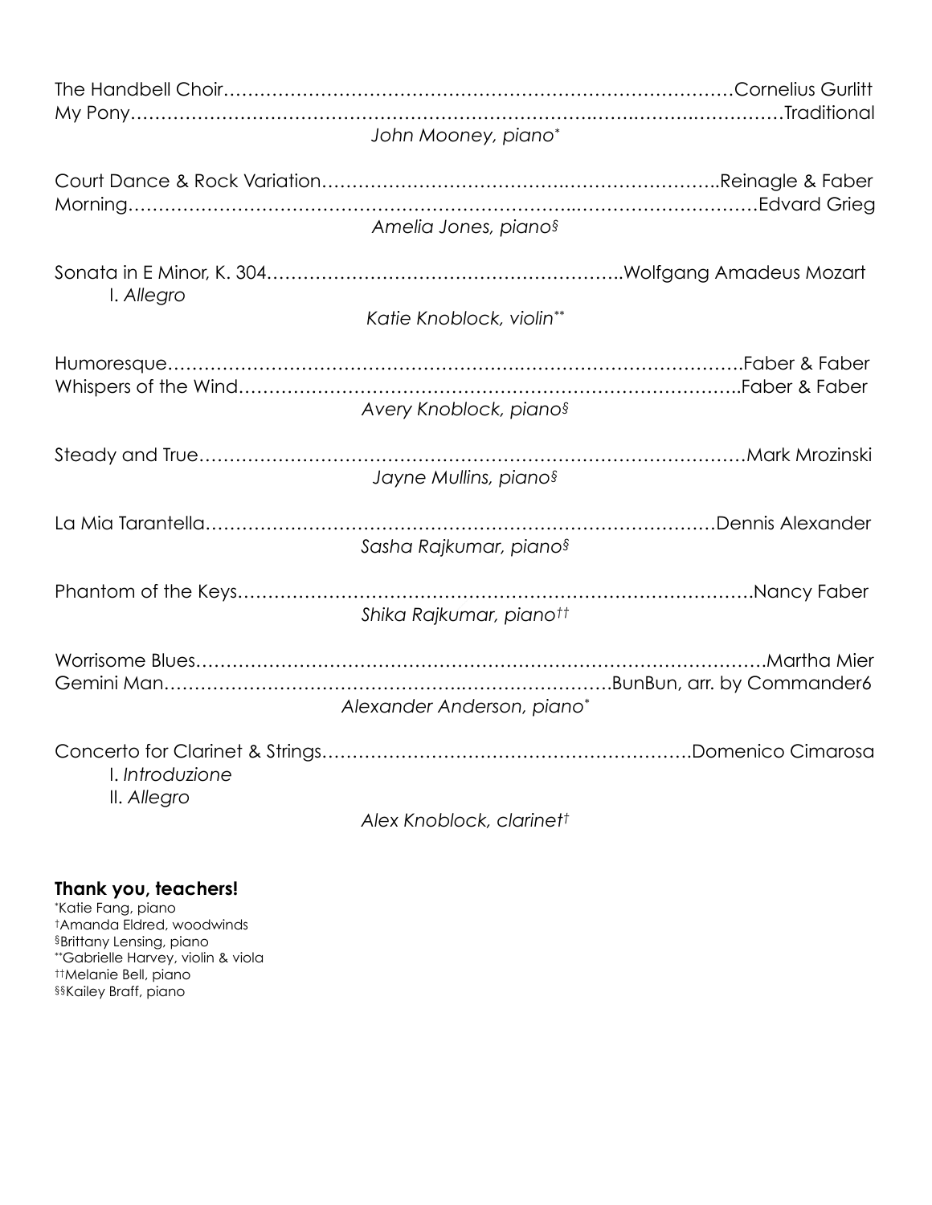The Handbell Choir…………………………………………………………………………Cornelius Gurlitt
My Pony……………………………………………………………………………………Traditional

*John Mooney, piano**

Court Dance & Rock Variation……………………………………………………..Reinagle & Faber
Morning……………………………………………………………………………………Edvard Grieg

*Amelia Jones, piano§*

Sonata in E Minor, K. 304…………………………………………………..Wolfgang Amadeus Mozart
I. *Allegro*

*Katie Knoblock, violin***

Humoresque…………………………………………………………………………………Faber & Faber
Whispers of the Wind……………………………………………………………………..Faber & Faber

*Avery Knoblock, piano§*

Steady and True……………………………………………………………………………Mark Mrozinski

*Jayne Mullins, piano§*

La Mia Tarantella………………………………………………………………………Dennis Alexander

*Sasha Rajkumar, piano§*

Phantom of the Keys………………………………………………………………………….Nancy Faber

*Shika Rajkumar, piano††*

Worrisome Blues……………………………………………………………………………….Martha Mier
Gemini Man………………………………………………………………BunBun, arr. by Commander6

*Alexander Anderson, piano**

Concerto for Clarinet & Strings……………………………………………………Domenico Cimarosa
I. *Introduzione*
II. *Allegro*

*Alex Knoblock, clarinet†*

**Thank you, teachers!**

*Katie Fang, piano
†Amanda Eldred, woodwinds
§Brittany Lensing, piano
**Gabrielle Harvey, violin & viola
††Melanie Bell, piano
§§Kailey Braff, piano